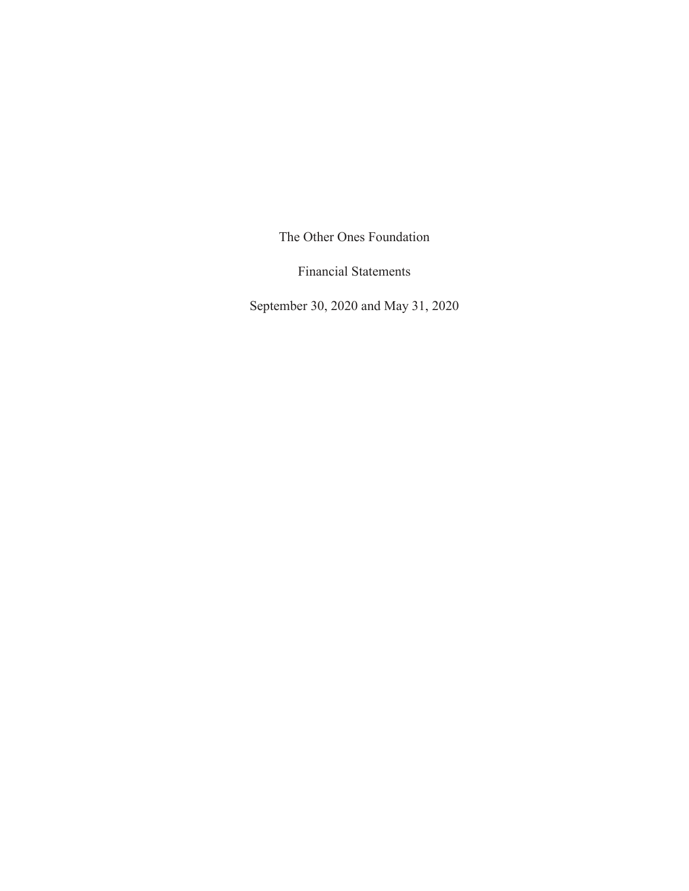# The Other Ones Foundation

## Financial Statements

### September 30, 2020 and May 31, 2020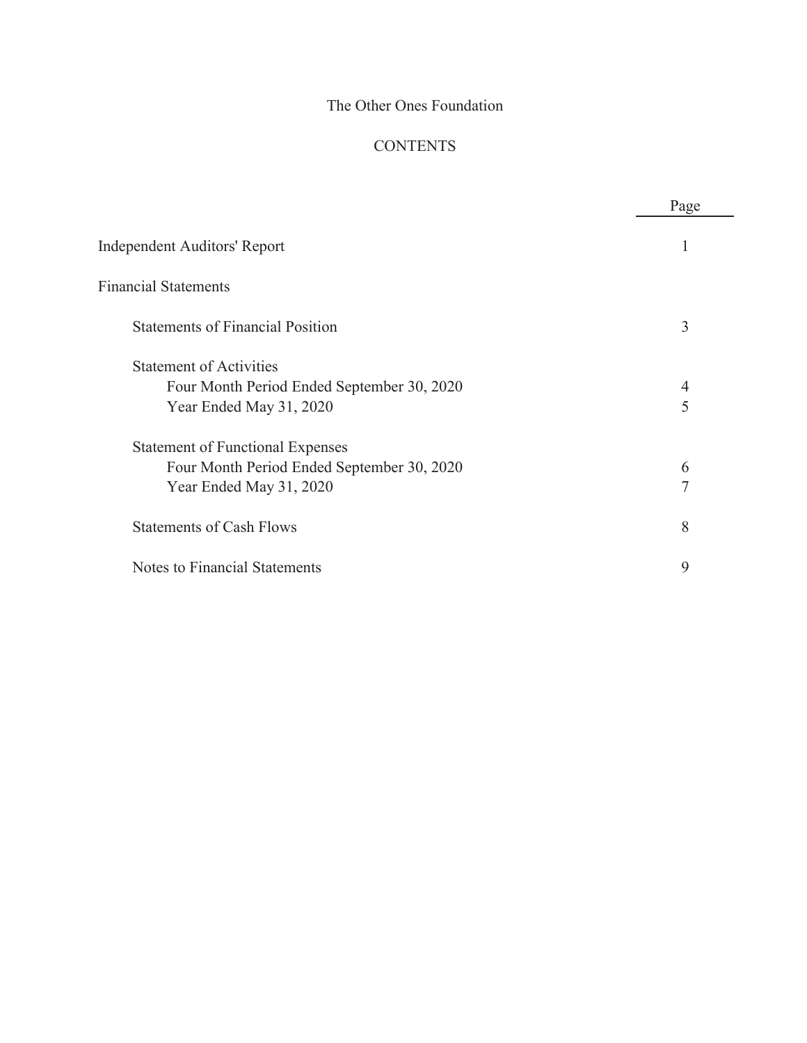# The Other Ones Foundation

## CONTENTS

| | Page |
|---|---|
| Independent Auditors' Report | 1 |
| Financial Statements | |
| Statements of Financial Position | 3 |
| Statement of Activities | |
| Four Month Period Ended September 30, 2020 | 4 |
| Year Ended May 31, 2020 | 5 |
| Statement of Functional Expenses | |
| Four Month Period Ended September 30, 2020 | 6 |
| Year Ended May 31, 2020 | 7 |
| Statements of Cash Flows | 8 |
| Notes to Financial Statements | 9 |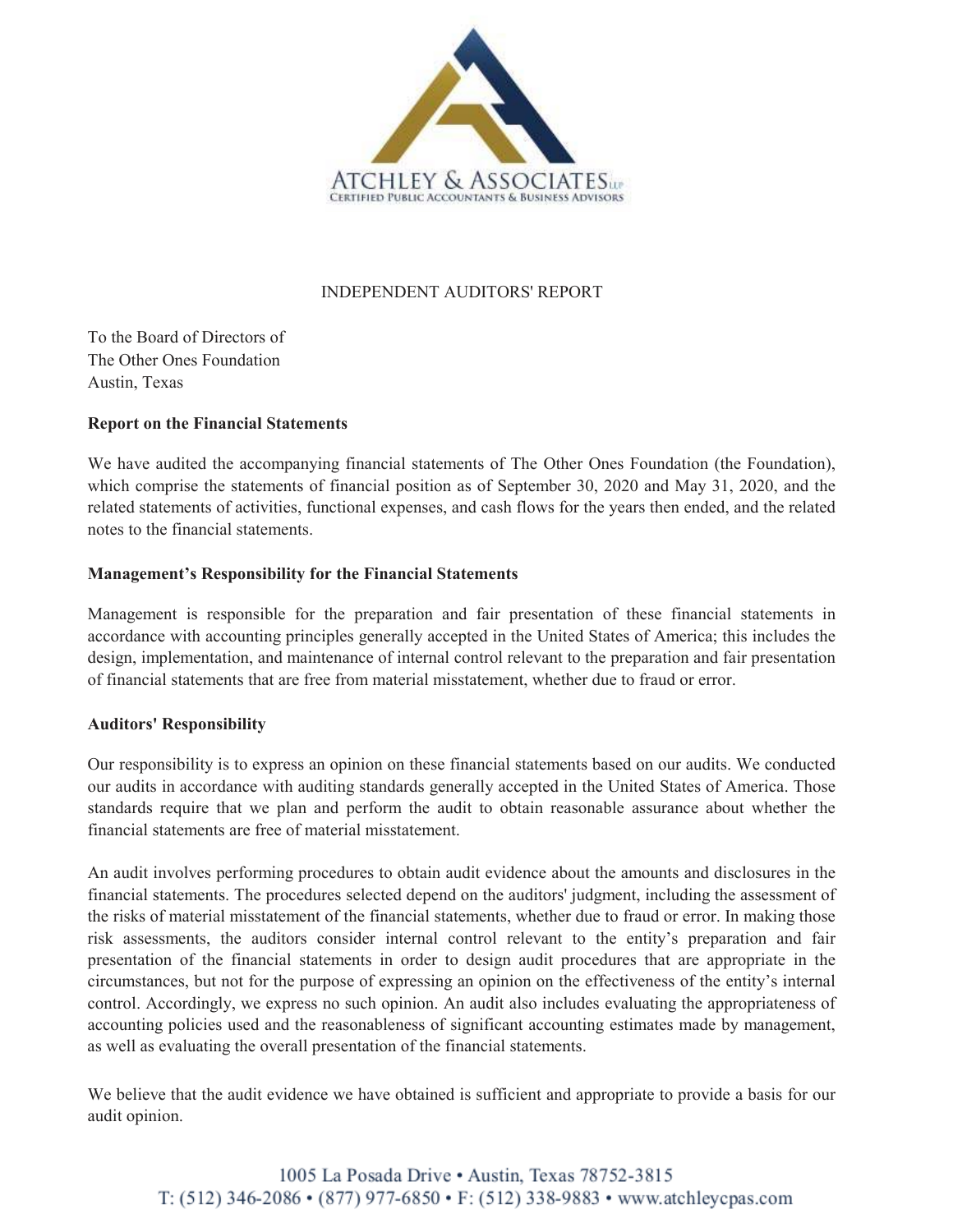ATCHLEY & ASSOCIATES LLP
CERTIFIED PUBLIC ACCOUNTANTS & BUSINESS ADVISORS

INDEPENDENT AUDITORS' REPORT

To the Board of Directors of
The Other Ones Foundation
Austin, Texas

**Report on the Financial Statements**

We have audited the accompanying financial statements of The Other Ones Foundation (the Foundation), which comprise the statements of financial position as of September 30, 2020 and May 31, 2020, and the related statements of activities, functional expenses, and cash flows for the years then ended, and the related notes to the financial statements.

**Management's Responsibility for the Financial Statements**

Management is responsible for the preparation and fair presentation of these financial statements in accordance with accounting principles generally accepted in the United States of America; this includes the design, implementation, and maintenance of internal control relevant to the preparation and fair presentation of financial statements that are free from material misstatement, whether due to fraud or error.

**Auditors' Responsibility**

Our responsibility is to express an opinion on these financial statements based on our audits. We conducted our audits in accordance with auditing standards generally accepted in the United States of America. Those standards require that we plan and perform the audit to obtain reasonable assurance about whether the financial statements are free of material misstatement.

An audit involves performing procedures to obtain audit evidence about the amounts and disclosures in the financial statements. The procedures selected depend on the auditors' judgment, including the assessment of the risks of material misstatement of the financial statements, whether due to fraud or error. In making those risk assessments, the auditors consider internal control relevant to the entity's preparation and fair presentation of the financial statements in order to design audit procedures that are appropriate in the circumstances, but not for the purpose of expressing an opinion on the effectiveness of the entity's internal control. Accordingly, we express no such opinion. An audit also includes evaluating the appropriateness of accounting policies used and the reasonableness of significant accounting estimates made by management, as well as evaluating the overall presentation of the financial statements.

We believe that the audit evidence we have obtained is sufficient and appropriate to provide a basis for our audit opinion.

1005 La Posada Drive • Austin, Texas 78752-3815
T: (512) 346-2086 • (877) 977-6850 • F: (512) 338-9883 • www.atchleycpas.com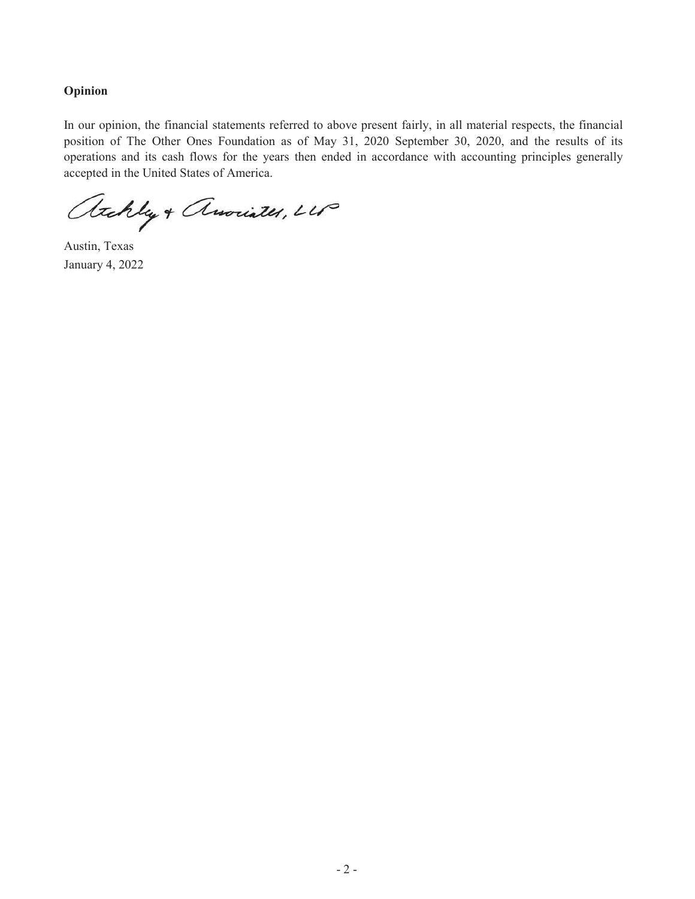## Opinion

In our opinion, the financial statements referred to above present fairly, in all material respects, the financial position of The Other Ones Foundation as of May 31, 2020 September 30, 2020, and the results of its operations and its cash flows for the years then ended in accordance with accounting principles generally accepted in the United States of America.

Atchley & Associates, LLP

Austin, Texas
January 4, 2022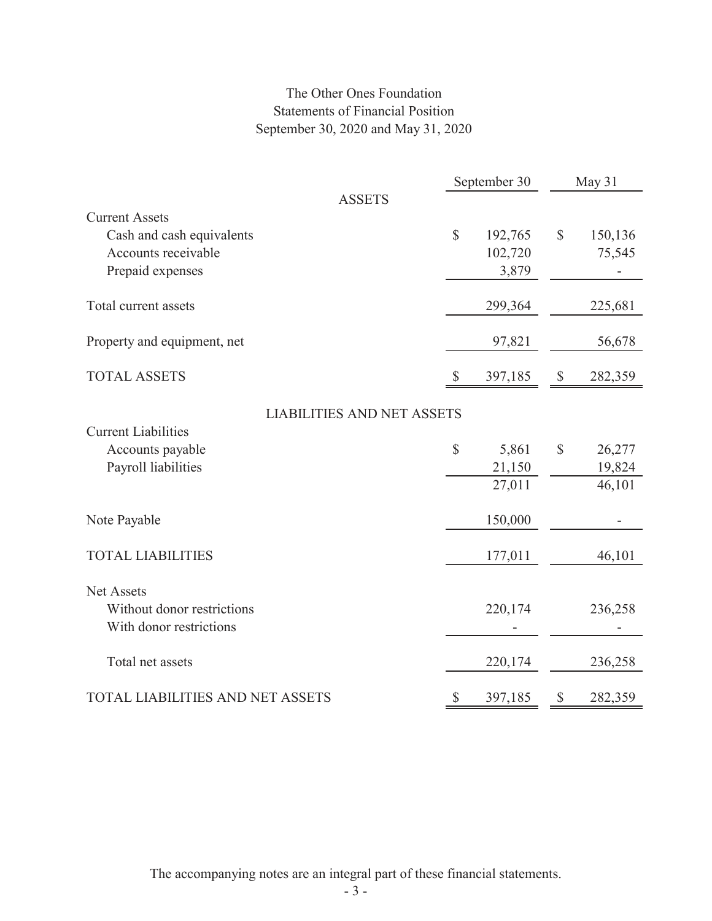# The Other Ones Foundation
## Statements of Financial Position
### September 30, 2020 and May 31, 2020

| | September 30 | May 31 |
|---|---|---|
| **ASSETS** | | |
| Current Assets | | |
| Cash and cash equivalents | $ 192,765 | $ 150,136 |
| Accounts receivable | 102,720 | 75,545 |
| Prepaid expenses | 3,879 | - |
| Total current assets | 299,364 | 225,681 |
| Property and equipment, net | 97,821 | 56,678 |
| TOTAL ASSETS | $ 397,185 | $ 282,359 |
| **LIABILITIES AND NET ASSETS** | | |
| Current Liabilities | | |
| Accounts payable | $ 5,861 | $ 26,277 |
| Payroll liabilities | 21,150 | 19,824 |
| | 27,011 | 46,101 |
| Note Payable | 150,000 | - |
| TOTAL LIABILITIES | 177,011 | 46,101 |
| Net Assets | | |
| Without donor restrictions | 220,174 | 236,258 |
| With donor restrictions | - | - |
| Total net assets | 220,174 | 236,258 |
| TOTAL LIABILITIES AND NET ASSETS | $ 397,185 | $ 282,359 |

The accompanying notes are an integral part of these financial statements.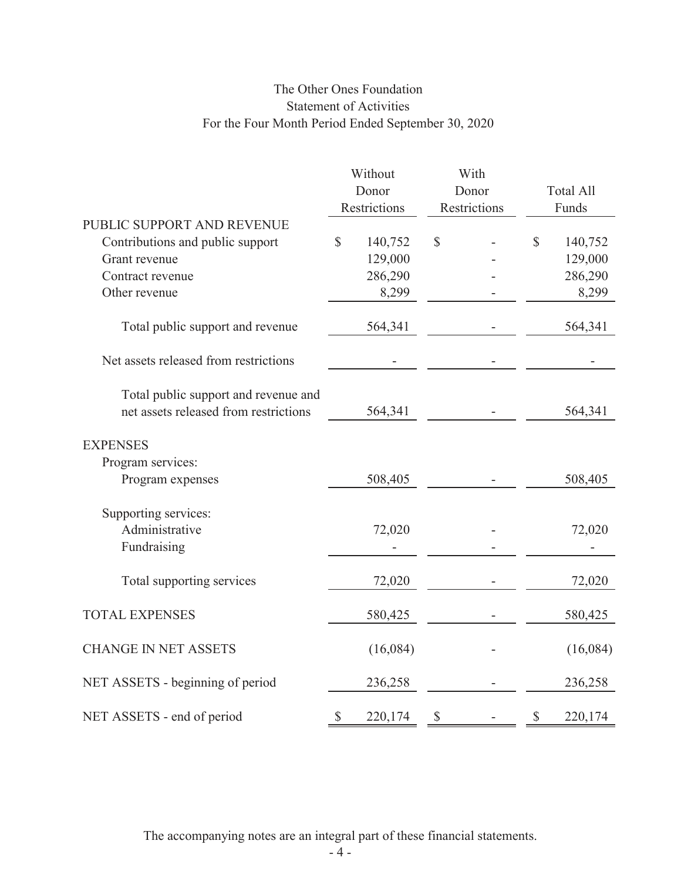# The Other Ones Foundation
## Statement of Activities
### For the Four Month Period Ended September 30, 2020

| | Without Donor Restrictions | With Donor Restrictions | Total All Funds |
|---|---|---|---|
| **PUBLIC SUPPORT AND REVENUE** | | | |
| Contributions and public support | $ 140,752 | $ - | $ 140,752 |
| Grant revenue | 129,000 | - | 129,000 |
| Contract revenue | 286,290 | - | 286,290 |
| Other revenue | 8,299 | - | 8,299 |
| Total public support and revenue | 564,341 | - | 564,341 |
| Net assets released from restrictions | - | - | - |
| Total public support and revenue and net assets released from restrictions | 564,341 | - | 564,341 |
| **EXPENSES** | | | |
| Program services: | | | |
| Program expenses | 508,405 | - | 508,405 |
| Supporting services: | | | |
| Administrative | 72,020 | - | 72,020 |
| Fundraising | - | - | - |
| Total supporting services | 72,020 | - | 72,020 |
| TOTAL EXPENSES | 580,425 | - | 580,425 |
| CHANGE IN NET ASSETS | (16,084) | - | (16,084) |
| NET ASSETS - beginning of period | 236,258 | - | 236,258 |
| NET ASSETS - end of period | $ 220,174 | $ - | $ 220,174 |

The accompanying notes are an integral part of these financial statements.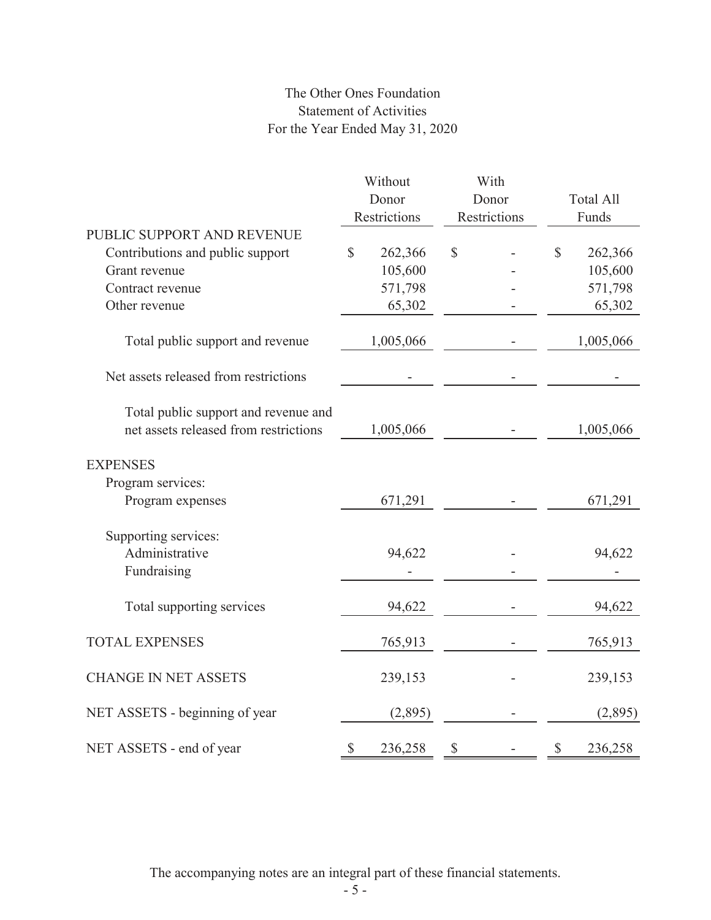# The Other Ones Foundation
## Statement of Activities
### For the Year Ended May 31, 2020

| | Without Donor Restrictions | With Donor Restrictions | Total All Funds |
|---|---|---|---|
| **PUBLIC SUPPORT AND REVENUE** | | | |
| Contributions and public support | $ 262,366 | $ - | $ 262,366 |
| Grant revenue | 105,600 | - | 105,600 |
| Contract revenue | 571,798 | - | 571,798 |
| Other revenue | 65,302 | - | 65,302 |
| Total public support and revenue | 1,005,066 | - | 1,005,066 |
| Net assets released from restrictions | - | - | - |
| Total public support and revenue and net assets released from restrictions | 1,005,066 | - | 1,005,066 |
| **EXPENSES** | | | |
| Program services: | | | |
| Program expenses | 671,291 | - | 671,291 |
| Supporting services: | | | |
| Administrative | 94,622 | - | 94,622 |
| Fundraising | - | - | - |
| Total supporting services | 94,622 | - | 94,622 |
| **TOTAL EXPENSES** | 765,913 | - | 765,913 |
| **CHANGE IN NET ASSETS** | 239,153 | - | 239,153 |
| **NET ASSETS - beginning of year** | (2,895) | - | (2,895) |
| **NET ASSETS - end of year** | $ 236,258 | $ - | $ 236,258 |

The accompanying notes are an integral part of these financial statements.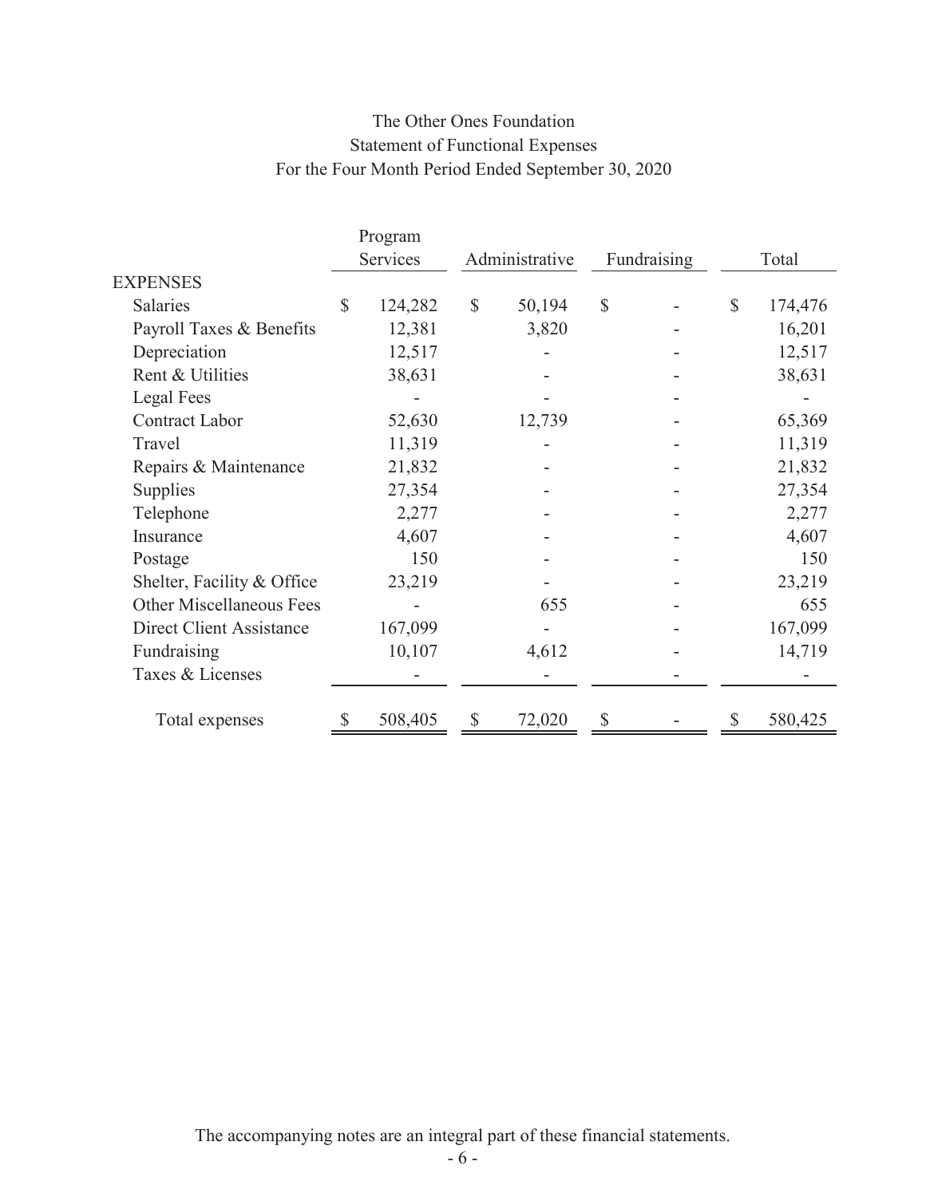# The Other Ones Foundation
## Statement of Functional Expenses
### For the Four Month Period Ended September 30, 2020

| | Program Services | Administrative | Fundraising | Total |
|---|---|---|---|---|
| **EXPENSES** | | | | |
| Salaries | $ 124,282 | $ 50,194 | $ - | $ 174,476 |
| Payroll Taxes & Benefits | 12,381 | 3,820 | - | 16,201 |
| Depreciation | 12,517 | - | - | 12,517 |
| Rent & Utilities | 38,631 | - | - | 38,631 |
| Legal Fees | - | - | - | - |
| Contract Labor | 52,630 | 12,739 | - | 65,369 |
| Travel | 11,319 | - | - | 11,319 |
| Repairs & Maintenance | 21,832 | - | - | 21,832 |
| Supplies | 27,354 | - | - | 27,354 |
| Telephone | 2,277 | - | - | 2,277 |
| Insurance | 4,607 | - | - | 4,607 |
| Postage | 150 | - | - | 150 |
| Shelter, Facility & Office | 23,219 | - | - | 23,219 |
| Other Miscellaneous Fees | - | 655 | - | 655 |
| Direct Client Assistance | 167,099 | - | - | 167,099 |
| Fundraising | 10,107 | 4,612 | - | 14,719 |
| Taxes & Licenses | - | - | - | - |
| Total expenses | $ 508,405 | $ 72,020 | $ - | $ 580,425 |

The accompanying notes are an integral part of these financial statements.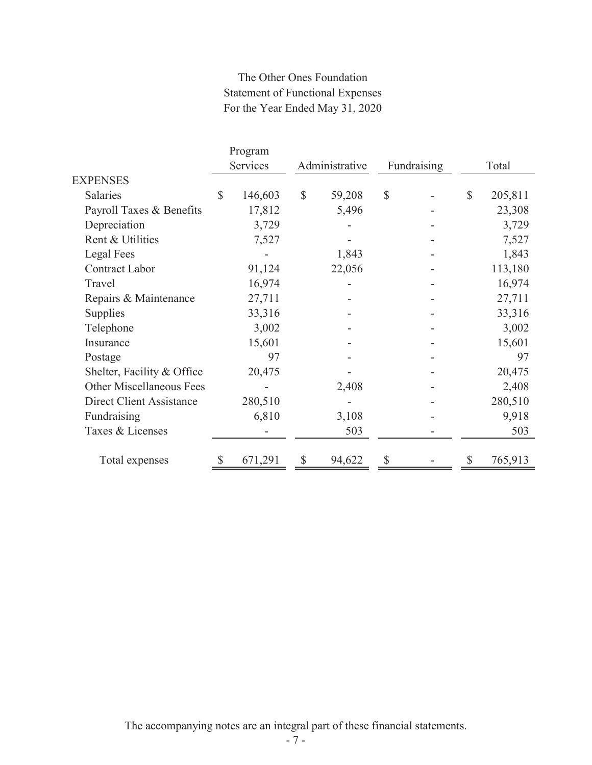The Other Ones Foundation
Statement of Functional Expenses
For the Year Ended May 31, 2020

| | Program Services | Administrative | Fundraising | Total |
|---|---|---|---|---|
| EXPENSES | | | | |
| Salaries | $ 146,603 | $ 59,208 | $ - | $ 205,811 |
| Payroll Taxes & Benefits | 17,812 | 5,496 | - | 23,308 |
| Depreciation | 3,729 | - | - | 3,729 |
| Rent & Utilities | 7,527 | - | - | 7,527 |
| Legal Fees | - | 1,843 | - | 1,843 |
| Contract Labor | 91,124 | 22,056 | - | 113,180 |
| Travel | 16,974 | - | - | 16,974 |
| Repairs & Maintenance | 27,711 | - | - | 27,711 |
| Supplies | 33,316 | - | - | 33,316 |
| Telephone | 3,002 | - | - | 3,002 |
| Insurance | 15,601 | - | - | 15,601 |
| Postage | 97 | - | - | 97 |
| Shelter, Facility & Office | 20,475 | - | - | 20,475 |
| Other Miscellaneous Fees | - | 2,408 | - | 2,408 |
| Direct Client Assistance | 280,510 | - | - | 280,510 |
| Fundraising | 6,810 | 3,108 | - | 9,918 |
| Taxes & Licenses | - | 503 | - | 503 |
| Total expenses | $ 671,291 | $ 94,622 | $ - | $ 765,913 |

The accompanying notes are an integral part of these financial statements.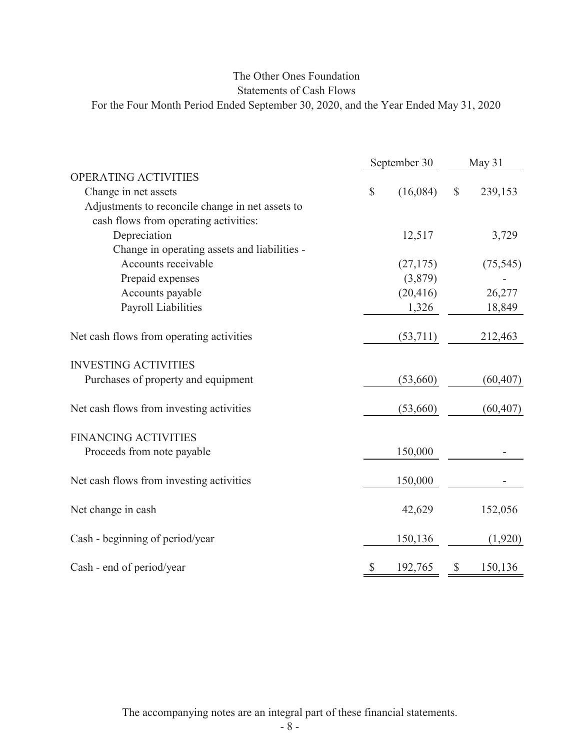# The Other Ones Foundation

## Statements of Cash Flows

### For the Four Month Period Ended September 30, 2020, and the Year Ended May 31, 2020

| | September 30 | May 31 |
|---|---|---|
| OPERATING ACTIVITIES | | |
| Change in net assets | $ (16,084) | $ 239,153 |
| Adjustments to reconcile change in net assets to cash flows from operating activities: | | |
| Depreciation | 12,517 | 3,729 |
| Change in operating assets and liabilities - | | |
| Accounts receivable | (27,175) | (75,545) |
| Prepaid expenses | (3,879) | - |
| Accounts payable | (20,416) | 26,277 |
| Payroll Liabilities | 1,326 | 18,849 |
| Net cash flows from operating activities | (53,711) | 212,463 |
| INVESTING ACTIVITIES | | |
| Purchases of property and equipment | (53,660) | (60,407) |
| Net cash flows from investing activities | (53,660) | (60,407) |
| FINANCING ACTIVITIES | | |
| Proceeds from note payable | 150,000 | - |
| Net cash flows from investing activities | 150,000 | - |
| Net change in cash | 42,629 | 152,056 |
| Cash - beginning of period/year | 150,136 | (1,920) |
| Cash - end of period/year | $ 192,765 | $ 150,136 |

The accompanying notes are an integral part of these financial statements.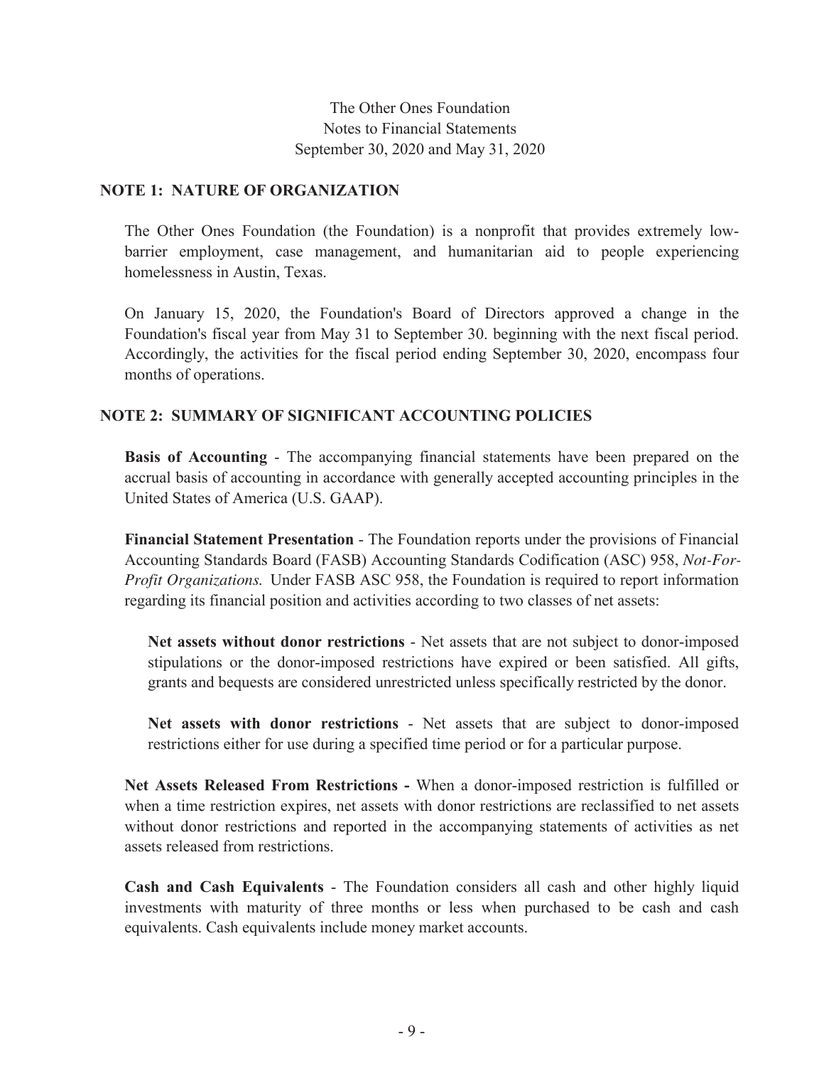The Other Ones Foundation
Notes to Financial Statements
September 30, 2020 and May 31, 2020

## NOTE 1: NATURE OF ORGANIZATION

The Other Ones Foundation (the Foundation) is a nonprofit that provides extremely low-barrier employment, case management, and humanitarian aid to people experiencing homelessness in Austin, Texas.

On January 15, 2020, the Foundation's Board of Directors approved a change in the Foundation's fiscal year from May 31 to September 30. beginning with the next fiscal period. Accordingly, the activities for the fiscal period ending September 30, 2020, encompass four months of operations.

## NOTE 2: SUMMARY OF SIGNIFICANT ACCOUNTING POLICIES

**Basis of Accounting** - The accompanying financial statements have been prepared on the accrual basis of accounting in accordance with generally accepted accounting principles in the United States of America (U.S. GAAP).

**Financial Statement Presentation** - The Foundation reports under the provisions of Financial Accounting Standards Board (FASB) Accounting Standards Codification (ASC) 958, *Not-For-Profit Organizations.* Under FASB ASC 958, the Foundation is required to report information regarding its financial position and activities according to two classes of net assets:

**Net assets without donor restrictions** - Net assets that are not subject to donor-imposed stipulations or the donor-imposed restrictions have expired or been satisfied. All gifts, grants and bequests are considered unrestricted unless specifically restricted by the donor.

**Net assets with donor restrictions** - Net assets that are subject to donor-imposed restrictions either for use during a specified time period or for a particular purpose.

**Net Assets Released From Restrictions -** When a donor-imposed restriction is fulfilled or when a time restriction expires, net assets with donor restrictions are reclassified to net assets without donor restrictions and reported in the accompanying statements of activities as net assets released from restrictions.

**Cash and Cash Equivalents** - The Foundation considers all cash and other highly liquid investments with maturity of three months or less when purchased to be cash and cash equivalents. Cash equivalents include money market accounts.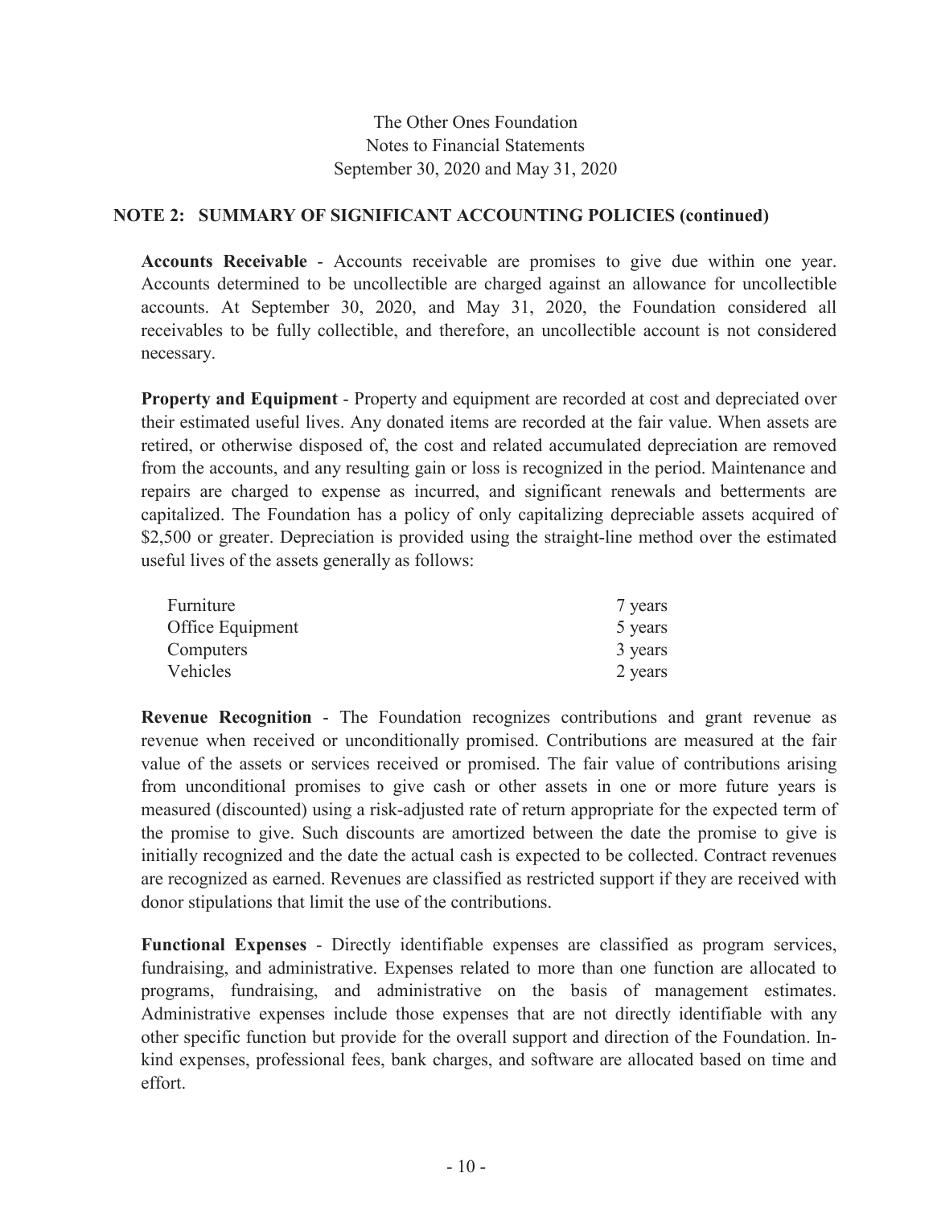The Other Ones Foundation
Notes to Financial Statements
September 30, 2020 and May 31, 2020

## NOTE 2: SUMMARY OF SIGNIFICANT ACCOUNTING POLICIES (continued)

**Accounts Receivable** - Accounts receivable are promises to give due within one year. Accounts determined to be uncollectible are charged against an allowance for uncollectible accounts. At September 30, 2020, and May 31, 2020, the Foundation considered all receivables to be fully collectible, and therefore, an uncollectible account is not considered necessary.

**Property and Equipment** - Property and equipment are recorded at cost and depreciated over their estimated useful lives. Any donated items are recorded at the fair value. When assets are retired, or otherwise disposed of, the cost and related accumulated depreciation are removed from the accounts, and any resulting gain or loss is recognized in the period. Maintenance and repairs are charged to expense as incurred, and significant renewals and betterments are capitalized. The Foundation has a policy of only capitalizing depreciable assets acquired of $2,500 or greater. Depreciation is provided using the straight-line method over the estimated useful lives of the assets generally as follows:

| | |
|---|---|
| Furniture | 7 years |
| Office Equipment | 5 years |
| Computers | 3 years |
| Vehicles | 2 years |

**Revenue Recognition** - The Foundation recognizes contributions and grant revenue as revenue when received or unconditionally promised. Contributions are measured at the fair value of the assets or services received or promised. The fair value of contributions arising from unconditional promises to give cash or other assets in one or more future years is measured (discounted) using a risk-adjusted rate of return appropriate for the expected term of the promise to give. Such discounts are amortized between the date the promise to give is initially recognized and the date the actual cash is expected to be collected. Contract revenues are recognized as earned. Revenues are classified as restricted support if they are received with donor stipulations that limit the use of the contributions.

**Functional Expenses** - Directly identifiable expenses are classified as program services, fundraising, and administrative. Expenses related to more than one function are allocated to programs, fundraising, and administrative on the basis of management estimates. Administrative expenses include those expenses that are not directly identifiable with any other specific function but provide for the overall support and direction of the Foundation. In-kind expenses, professional fees, bank charges, and software are allocated based on time and effort.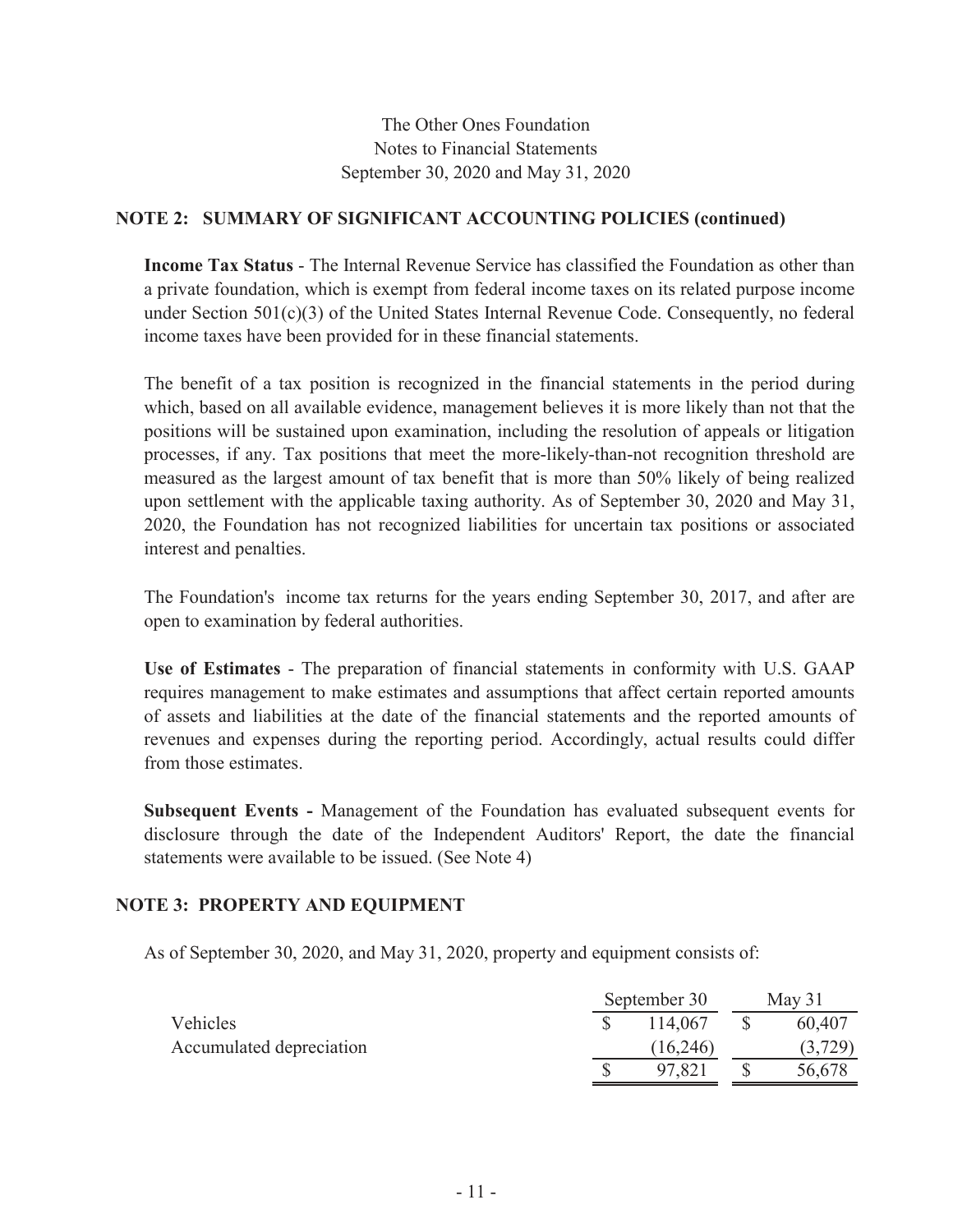The Other Ones Foundation
Notes to Financial Statements
September 30, 2020 and May 31, 2020

## NOTE 2: SUMMARY OF SIGNIFICANT ACCOUNTING POLICIES (continued)

**Income Tax Status** - The Internal Revenue Service has classified the Foundation as other than a private foundation, which is exempt from federal income taxes on its related purpose income under Section 501(c)(3) of the United States Internal Revenue Code. Consequently, no federal income taxes have been provided for in these financial statements.

The benefit of a tax position is recognized in the financial statements in the period during which, based on all available evidence, management believes it is more likely than not that the positions will be sustained upon examination, including the resolution of appeals or litigation processes, if any. Tax positions that meet the more-likely-than-not recognition threshold are measured as the largest amount of tax benefit that is more than 50% likely of being realized upon settlement with the applicable taxing authority. As of September 30, 2020 and May 31, 2020, the Foundation has not recognized liabilities for uncertain tax positions or associated interest and penalties.

The Foundation's income tax returns for the years ending September 30, 2017, and after are open to examination by federal authorities.

**Use of Estimates** - The preparation of financial statements in conformity with U.S. GAAP requires management to make estimates and assumptions that affect certain reported amounts of assets and liabilities at the date of the financial statements and the reported amounts of revenues and expenses during the reporting period. Accordingly, actual results could differ from those estimates.

**Subsequent Events -** Management of the Foundation has evaluated subsequent events for disclosure through the date of the Independent Auditors' Report, the date the financial statements were available to be issued. (See Note 4)

## NOTE 3: PROPERTY AND EQUIPMENT

As of September 30, 2020, and May 31, 2020, property and equipment consists of:

| | September 30 | May 31 |
|---|---|---|
| Vehicles | $ 114,067 | $ 60,407 |
| Accumulated depreciation | (16,246) | (3,729) |
| | $ 97,821 | $ 56,678 |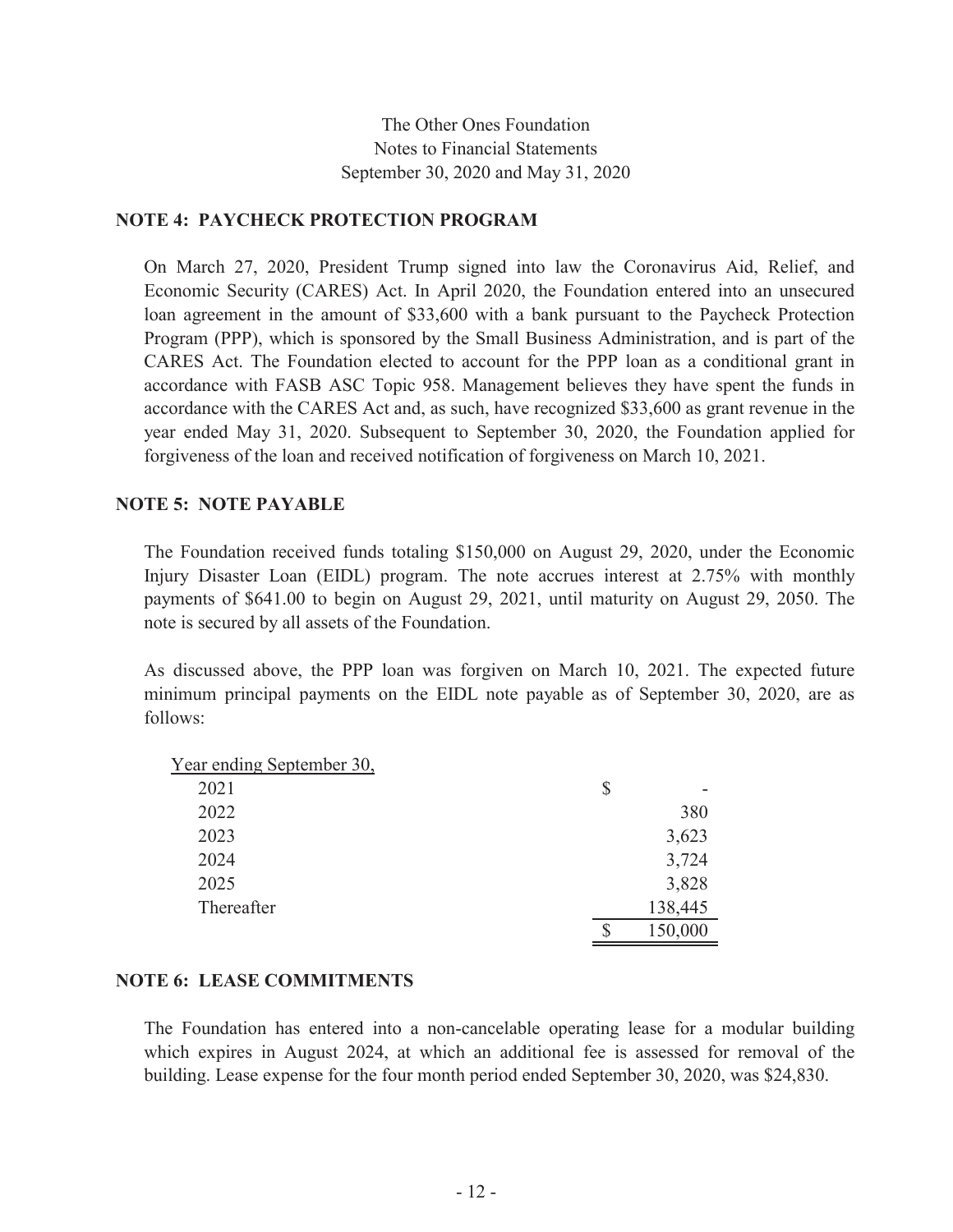The Other Ones Foundation
Notes to Financial Statements
September 30, 2020 and May 31, 2020

## NOTE 4: PAYCHECK PROTECTION PROGRAM

On March 27, 2020, President Trump signed into law the Coronavirus Aid, Relief, and Economic Security (CARES) Act. In April 2020, the Foundation entered into an unsecured loan agreement in the amount of $33,600 with a bank pursuant to the Paycheck Protection Program (PPP), which is sponsored by the Small Business Administration, and is part of the CARES Act. The Foundation elected to account for the PPP loan as a conditional grant in accordance with FASB ASC Topic 958. Management believes they have spent the funds in accordance with the CARES Act and, as such, have recognized $33,600 as grant revenue in the year ended May 31, 2020. Subsequent to September 30, 2020, the Foundation applied for forgiveness of the loan and received notification of forgiveness on March 10, 2021.

## NOTE 5: NOTE PAYABLE

The Foundation received funds totaling $150,000 on August 29, 2020, under the Economic Injury Disaster Loan (EIDL) program. The note accrues interest at 2.75% with monthly payments of $641.00 to begin on August 29, 2021, until maturity on August 29, 2050. The note is secured by all assets of the Foundation.

As discussed above, the PPP loan was forgiven on March 10, 2021. The expected future minimum principal payments on the EIDL note payable as of September 30, 2020, are as follows:

| Year ending September 30, | |
|---|---|
| 2021 | $ - |
| 2022 | 380 |
| 2023 | 3,623 |
| 2024 | 3,724 |
| 2025 | 3,828 |
| Thereafter | 138,445 |
| | $ 150,000 |

## NOTE 6: LEASE COMMITMENTS

The Foundation has entered into a non-cancelable operating lease for a modular building which expires in August 2024, at which an additional fee is assessed for removal of the building. Lease expense for the four month period ended September 30, 2020, was $24,830.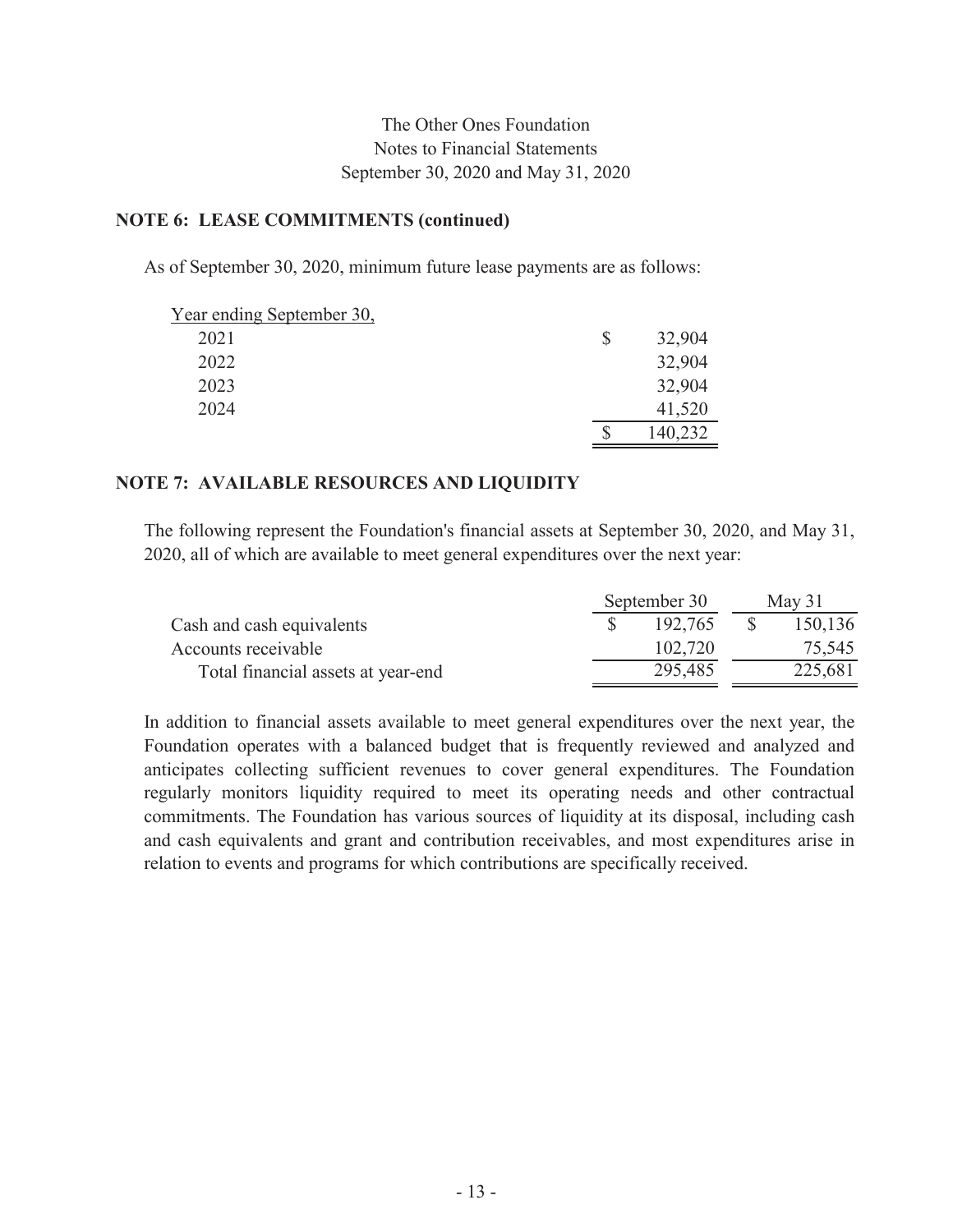The Other Ones Foundation
Notes to Financial Statements
September 30, 2020 and May 31, 2020

**NOTE 6: LEASE COMMITMENTS (continued)**

As of September 30, 2020, minimum future lease payments are as follows:

| Year ending September 30, | |
|---|---|
| 2021 | $ 32,904 |
| 2022 | 32,904 |
| 2023 | 32,904 |
| 2024 | 41,520 |
| | $ 140,232 |

**NOTE 7: AVAILABLE RESOURCES AND LIQUIDITY**

The following represent the Foundation's financial assets at September 30, 2020, and May 31, 2020, all of which are available to meet general expenditures over the next year:

| | September 30 | May 31 |
|---|---|---|
| Cash and cash equivalents | $ 192,765 | $ 150,136 |
| Accounts receivable | 102,720 | 75,545 |
| Total financial assets at year-end | 295,485 | 225,681 |

In addition to financial assets available to meet general expenditures over the next year, the Foundation operates with a balanced budget that is frequently reviewed and analyzed and anticipates collecting sufficient revenues to cover general expenditures. The Foundation regularly monitors liquidity required to meet its operating needs and other contractual commitments. The Foundation has various sources of liquidity at its disposal, including cash and cash equivalents and grant and contribution receivables, and most expenditures arise in relation to events and programs for which contributions are specifically received.